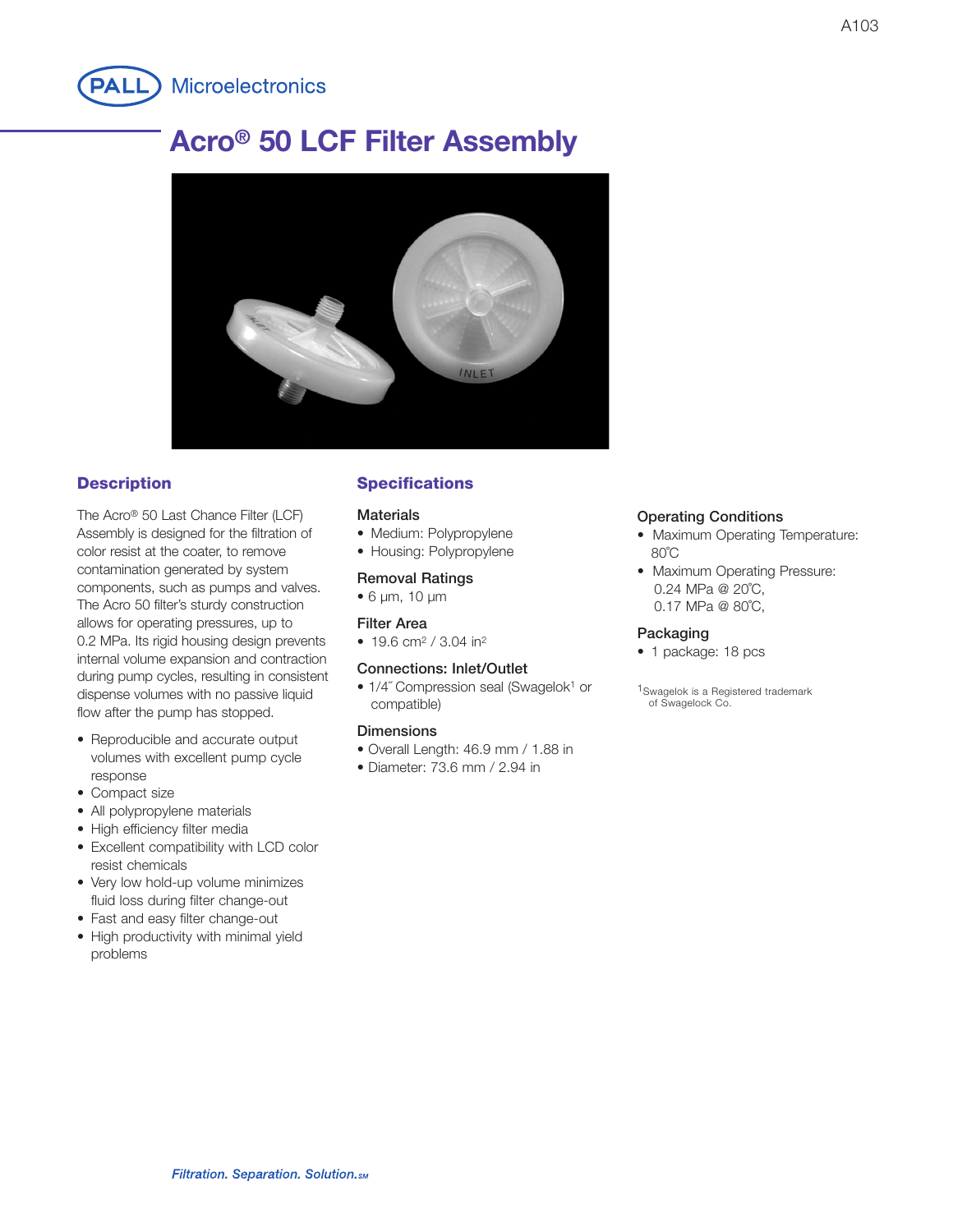PALL Microelectronics

# Acro® 50 LCF Filter Assembly

## Description

The Acro® 50 Last Chance Filter (LCF) Assembly is designed for the filtration of color resist at the coater, to remove contamination generated by system components, such as pumps and valves. The Acro 50 filter's sturdy construction allows for operating pressures, up to 0.2 MPa. Its rigid housing design prevents internal volume expansion and contraction during pump cycles, resulting in consistent dispense volumes with no passive liquid flow after the pump has stopped.

- Reproducible and accurate output volumes with excellent pump cycle response
- Compact size
- All polypropylene materials
- High efficiency filter media
- Excellent compatibility with LCD color resist chemicals
- Very low hold-up volume minimizes fluid loss during filter change-out
- Fast and easy filter change-out
- High productivity with minimal yield problems

## Specifications

### Materials

- Medium: Polypropylene
- Housing: Polypropylene

### Removal Ratings

- 6 µm, 10 µm

### Filter Area

- 19.6 cm² / 3.04 in²

### Connections: Inlet/Outlet

- 1/4″ Compression seal (Swagelok[1] or compatible)

### Dimensions

- Overall Length: 46.9 mm / 1.88 in
- Diameter: 73.6 mm / 2.94 in

### Operating Conditions

- Maximum Operating Temperature: 80˚C
- Maximum Operating Pressure: 0.24 MPa @ 20˚C, 0.17 MPa @ 80˚C,

### Packaging

- 1 package: 18 pcs

[1]Swagelok is a Registered trademark of Swagelock Co.

*Filtration. Separation. Solution.SM*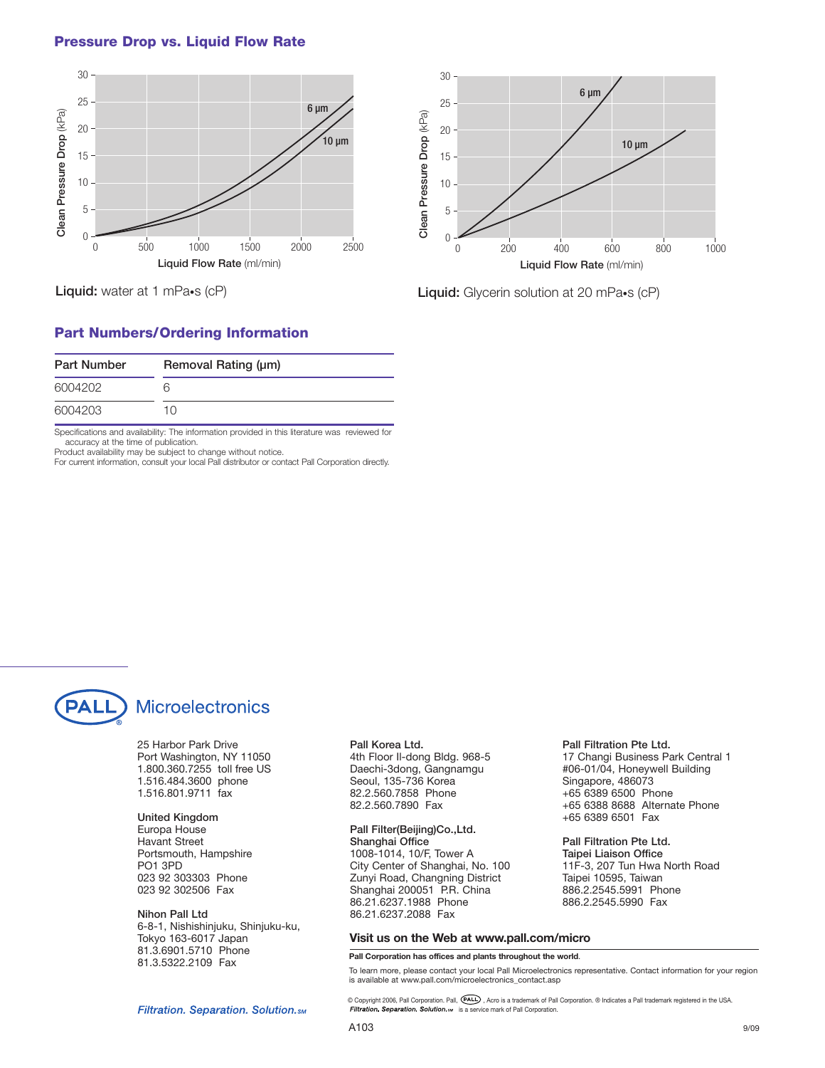## Pressure Drop vs. Liquid Flow Rate

Clean Pressure Drop (kPa)

30
25
20
15
10
5
0

0 500 1000 1500 2000 2500

Liquid Flow Rate (ml/min)

6 µm
10 µm

**Liquid:** water at 1 mPa•s (cP)

Clean Pressure Drop (kPa)

30
25
20
15
10
5
0

0 200 400 600 800 1000

Liquid Flow Rate (ml/min)

6 µm
10 µm

**Liquid:** Glycerin solution at 20 mPa•s (cP)

## Part Numbers/Ordering Information

| Part Number | Removal Rating (µm) |
|---|---|
| 6004202 | 6 |
| 6004203 | 10 |

Specifications and availability: The information provided in this literature was reviewed for accuracy at the time of publication.
Product availability may be subject to change without notice.
For current information, consult your local Pall distributor or contact Pall Corporation directly.

PALL Microelectronics

25 Harbor Park Drive
Port Washington, NY 11050
1.800.360.7255 toll free US
1.516.484.3600 phone
1.516.801.9711 fax

**United Kingdom**
Europa House
Havant Street
Portsmouth, Hampshire
PO1 3PD
023 92 303303 Phone
023 92 302506 Fax

**Nihon Pall Ltd**
6-8-1, Nishishinjuku, Shinjuku-ku,
Tokyo 163-6017 Japan
81.3.6901.5710 Phone
81.3.5322.2109 Fax

**Pall Korea Ltd.**
4th Floor Il-dong Bldg. 968-5
Daechi-3dong, Gangnamgu
Seoul, 135-736 Korea
82.2.560.7858 Phone
82.2.560.7890 Fax

**Pall Filter(Beijing)Co.,Ltd.**
**Shanghai Office**
1008-1014, 10/F, Tower A
City Center of Shanghai, No. 100
Zunyi Road, Changning District
Shanghai 200051 P.R. China
86.21.6237.1988 Phone
86.21.6237.2088 Fax

**Pall Filtration Pte Ltd.**
17 Changi Business Park Central 1
#06-01/04, Honeywell Building
Singapore, 486073
+65 6389 6500 Phone
+65 6388 8688 Alternate Phone
+65 6389 6501 Fax

**Pall Filtration Pte Ltd.**
**Taipei Liaison Office**
11F-3, 207 Tun Hwa North Road
Taipei 10595, Taiwan
886.2.2545.5991 Phone
886.2.2545.5990 Fax

**Visit us on the Web at www.pall.com/micro**

**Pall Corporation has offices and plants throughout the world.**

To learn more, please contact your local Pall Microelectronics representative. Contact information for your region is available at www.pall.com/microelectronics_contact.asp

© Copyright 2006, Pall Corporation. Pall, PALL, Acro is a trademark of Pall Corporation. ® Indicates a Pall trademark registered in the USA. *Filtration. Separation. Solution.SM* is a service mark of Pall Corporation.

*Filtration. Separation. Solution.SM*

A103 9/09